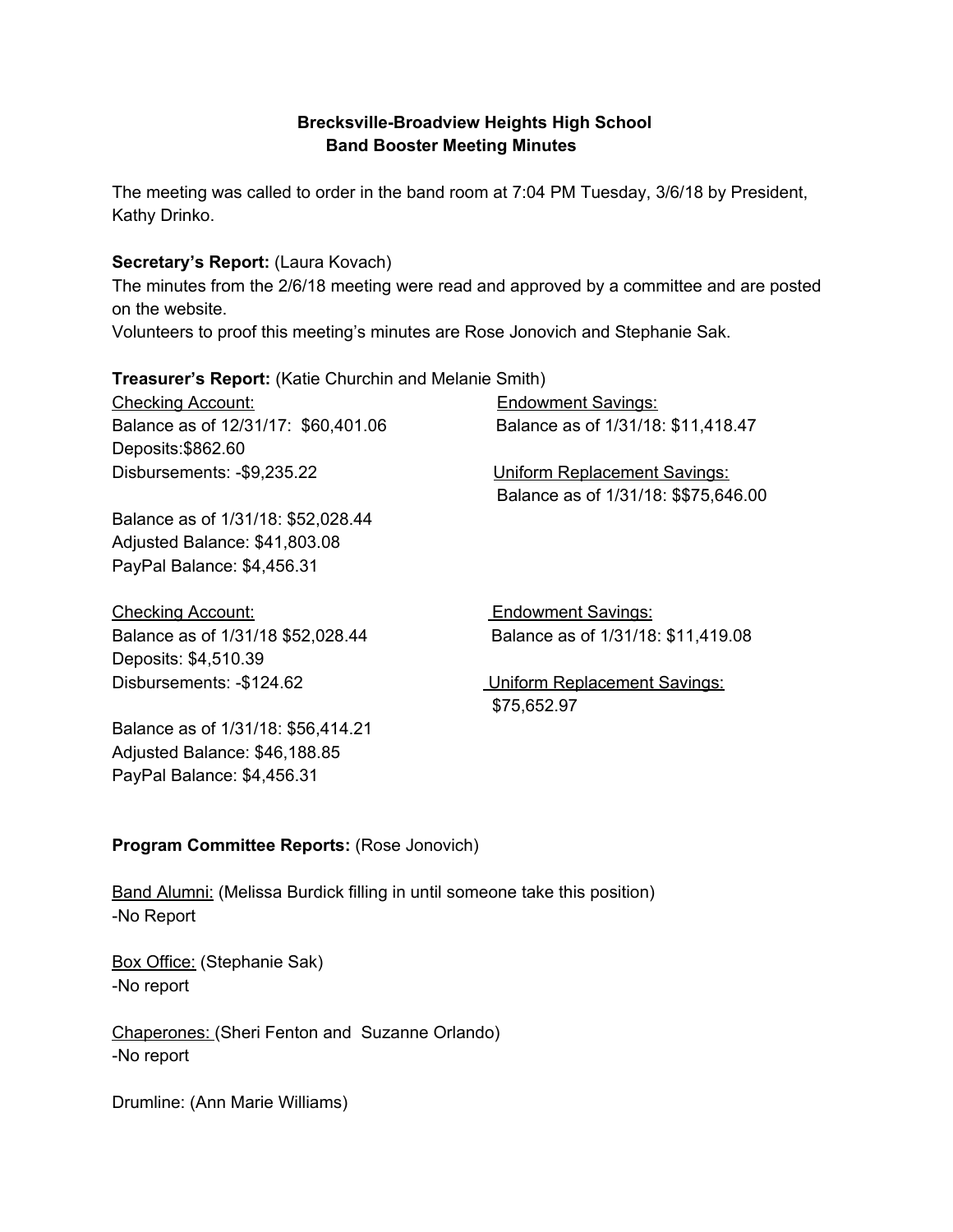**Brecksville-Broadview Heights High School**
**Band Booster Meeting Minutes**

The meeting was called to order in the band room at 7:04 PM Tuesday, 3/6/18 by President, Kathy Drinko.

**Secretary's Report:** (Laura Kovach)
The minutes from the 2/6/18 meeting were read and approved by a committee and are posted on the website.
Volunteers to proof this meeting's minutes are Rose Jonovich and Stephanie Sak.

**Treasurer's Report:** (Katie Churchin and Melanie Smith)

Checking Account:
Balance as of 12/31/17: $60,401.06
Deposits:$862.60
Disbursements: -$9,235.22

Balance as of 1/31/18: $52,028.44
Adjusted Balance: $41,803.08
PayPal Balance: $4,456.31

Endowment Savings:
Balance as of 1/31/18: $11,418.47

Uniform Replacement Savings:
Balance as of 1/31/18: $$75,646.00

Checking Account:
Balance as of 1/31/18 $52,028.44
Deposits: $4,510.39
Disbursements: -$124.62

Balance as of 1/31/18: $56,414.21
Adjusted Balance: $46,188.85
PayPal Balance: $4,456.31

Endowment Savings:
Balance as of 1/31/18: $11,419.08

Uniform Replacement Savings:
$75,652.97

**Program Committee Reports:** (Rose Jonovich)

Band Alumni: (Melissa Burdick filling in until someone take this position)
-No Report

Box Office: (Stephanie Sak)
-No report

Chaperones: (Sheri Fenton and Suzanne Orlando)
-No report

Drumline: (Ann Marie Williams)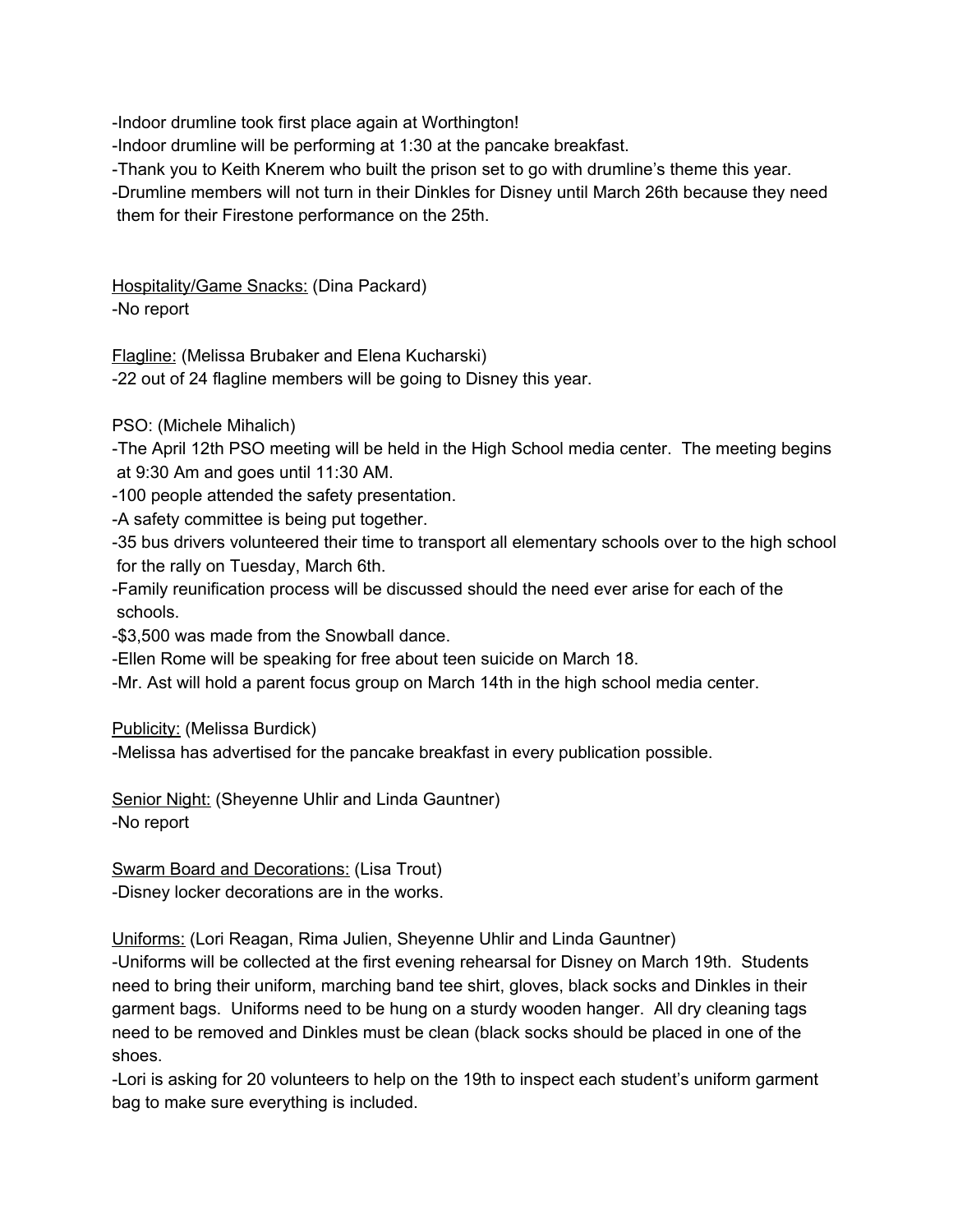-Indoor drumline took first place again at Worthington!
-Indoor drumline will be performing at 1:30 at the pancake breakfast.
-Thank you to Keith Knerem who built the prison set to go with drumline's theme this year.
-Drumline members will not turn in their Dinkles for Disney until March 26th because they need them for their Firestone performance on the 25th.

<u>Hospitality/Game Snacks:</u> (Dina Packard)
-No report

<u>Flagline:</u> (Melissa Brubaker and Elena Kucharski)
-22 out of 24 flagline members will be going to Disney this year.

PSO: (Michele Mihalich)
-The April 12th PSO meeting will be held in the High School media center. The meeting begins at 9:30 Am and goes until 11:30 AM.
-100 people attended the safety presentation.
-A safety committee is being put together.
-35 bus drivers volunteered their time to transport all elementary schools over to the high school for the rally on Tuesday, March 6th.
-Family reunification process will be discussed should the need ever arise for each of the schools.
-$3,500 was made from the Snowball dance.
-Ellen Rome will be speaking for free about teen suicide on March 18.
-Mr. Ast will hold a parent focus group on March 14th in the high school media center.

<u>Publicity:</u> (Melissa Burdick)
-Melissa has advertised for the pancake breakfast in every publication possible.

<u>Senior Night:</u> (Sheyenne Uhlir and Linda Gauntner)
-No report

<u>Swarm Board and Decorations:</u> (Lisa Trout)
-Disney locker decorations are in the works.

<u>Uniforms:</u> (Lori Reagan, Rima Julien, Sheyenne Uhlir and Linda Gauntner)
-Uniforms will be collected at the first evening rehearsal for Disney on March 19th. Students need to bring their uniform, marching band tee shirt, gloves, black socks and Dinkles in their garment bags. Uniforms need to be hung on a sturdy wooden hanger. All dry cleaning tags need to be removed and Dinkles must be clean (black socks should be placed in one of the shoes.
-Lori is asking for 20 volunteers to help on the 19th to inspect each student's uniform garment bag to make sure everything is included.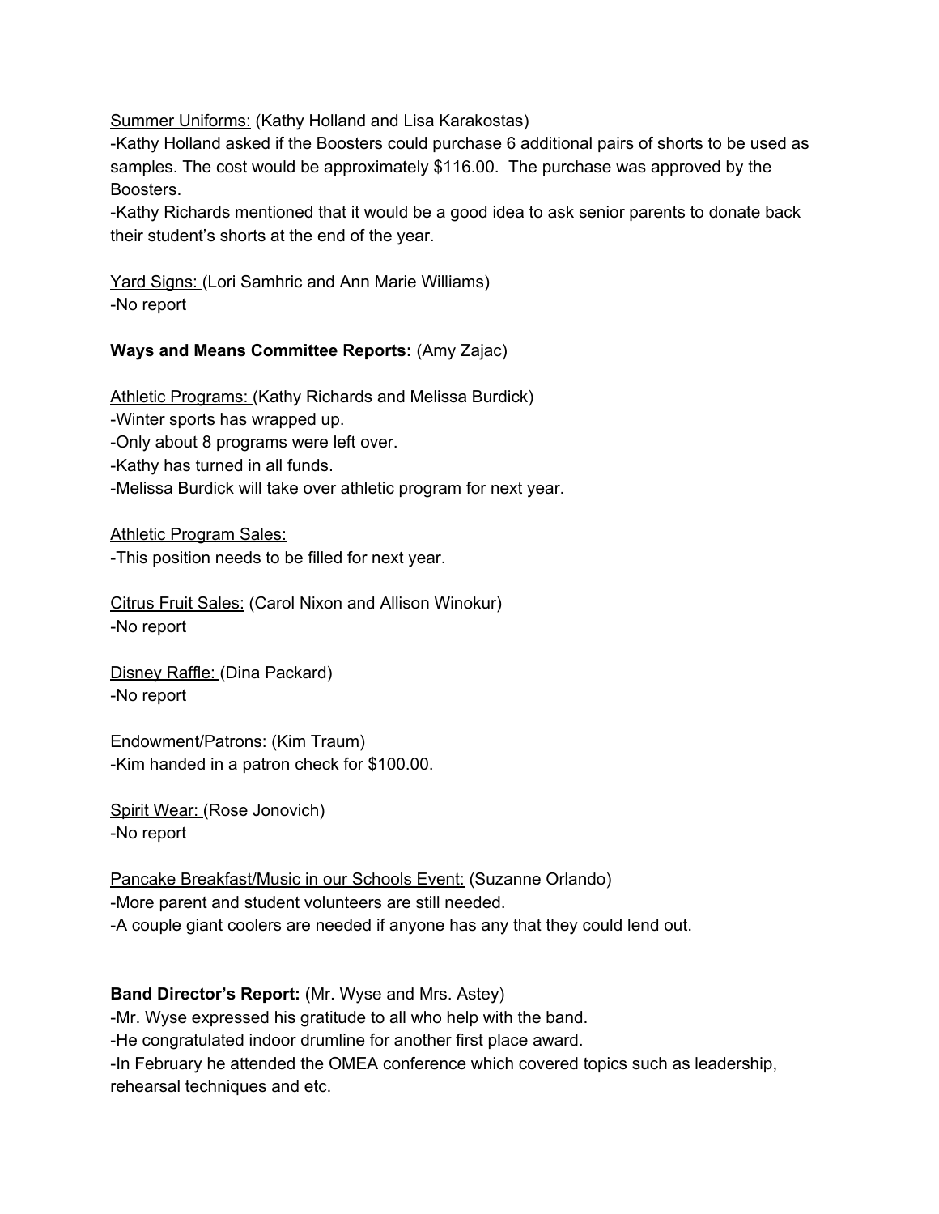Summary Uniforms: (Kathy Holland and Lisa Karakostas)
-Kathy Holland asked if the Boosters could purchase 6 additional pairs of shorts to be used as samples. The cost would be approximately $116.00. The purchase was approved by the Boosters.
-Kathy Richards mentioned that it would be a good idea to ask senior parents to donate back their student's shorts at the end of the year.

Yard Signs: (Lori Samhric and Ann Marie Williams)
-No report

**Ways and Means Committee Reports:** (Amy Zajac)

Athletic Programs: (Kathy Richards and Melissa Burdick)
-Winter sports has wrapped up.
-Only about 8 programs were left over.
-Kathy has turned in all funds.
-Melissa Burdick will take over athletic program for next year.

Athletic Program Sales:
-This position needs to be filled for next year.

Citrus Fruit Sales: (Carol Nixon and Allison Winokur)
-No report

Disney Raffle: (Dina Packard)
-No report

Endowment/Patrons: (Kim Traum)
-Kim handed in a patron check for $100.00.

Spirit Wear: (Rose Jonovich)
-No report

Pancake Breakfast/Music in our Schools Event: (Suzanne Orlando)
-More parent and student volunteers are still needed.
-A couple giant coolers are needed if anyone has any that they could lend out.

**Band Director's Report:** (Mr. Wyse and Mrs. Astey)
-Mr. Wyse expressed his gratitude to all who help with the band.
-He congratulated indoor drumline for another first place award.
-In February he attended the OMEA conference which covered topics such as leadership, rehearsal techniques and etc.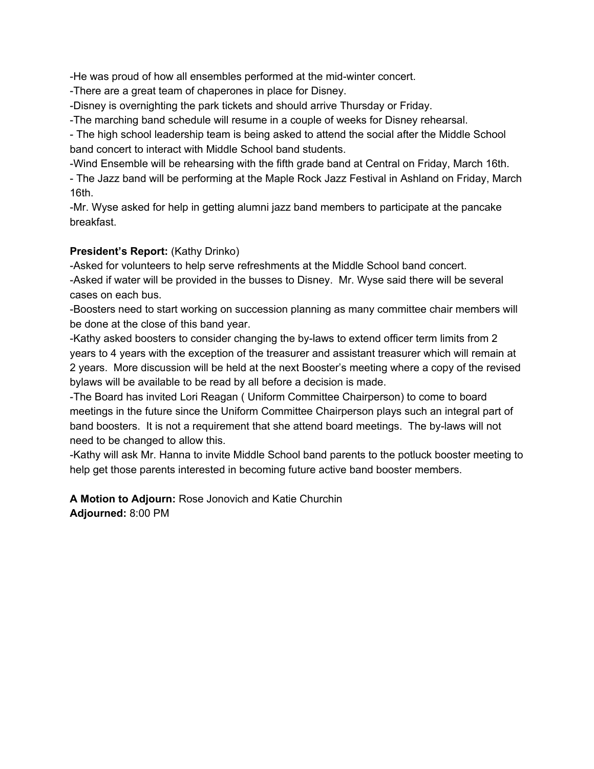-He was proud of how all ensembles performed at the mid-winter concert.
-There are a great team of chaperones in place for Disney.
-Disney is overnighting the park tickets and should arrive Thursday or Friday.
-The marching band schedule will resume in a couple of weeks for Disney rehearsal.
- The high school leadership team is being asked to attend the social after the Middle School band concert to interact with Middle School band students.
-Wind Ensemble will be rehearsing with the fifth grade band at Central on Friday, March 16th.
- The Jazz band will be performing at the Maple Rock Jazz Festival in Ashland on Friday, March 16th.
-Mr. Wyse asked for help in getting alumni jazz band members to participate at the pancake breakfast.

**President's Report:** (Kathy Drinko)
-Asked for volunteers to help serve refreshments at the Middle School band concert.
-Asked if water will be provided in the busses to Disney. Mr. Wyse said there will be several cases on each bus.
-Boosters need to start working on succession planning as many committee chair members will be done at the close of this band year.
-Kathy asked boosters to consider changing the by-laws to extend officer term limits from 2 years to 4 years with the exception of the treasurer and assistant treasurer which will remain at 2 years. More discussion will be held at the next Booster's meeting where a copy of the revised bylaws will be available to be read by all before a decision is made.
-The Board has invited Lori Reagan ( Uniform Committee Chairperson) to come to board meetings in the future since the Uniform Committee Chairperson plays such an integral part of band boosters. It is not a requirement that she attend board meetings. The by-laws will not need to be changed to allow this.
-Kathy will ask Mr. Hanna to invite Middle School band parents to the potluck booster meeting to help get those parents interested in becoming future active band booster members.

**A Motion to Adjourn:** Rose Jonovich and Katie Churchin
**Adjourned:** 8:00 PM